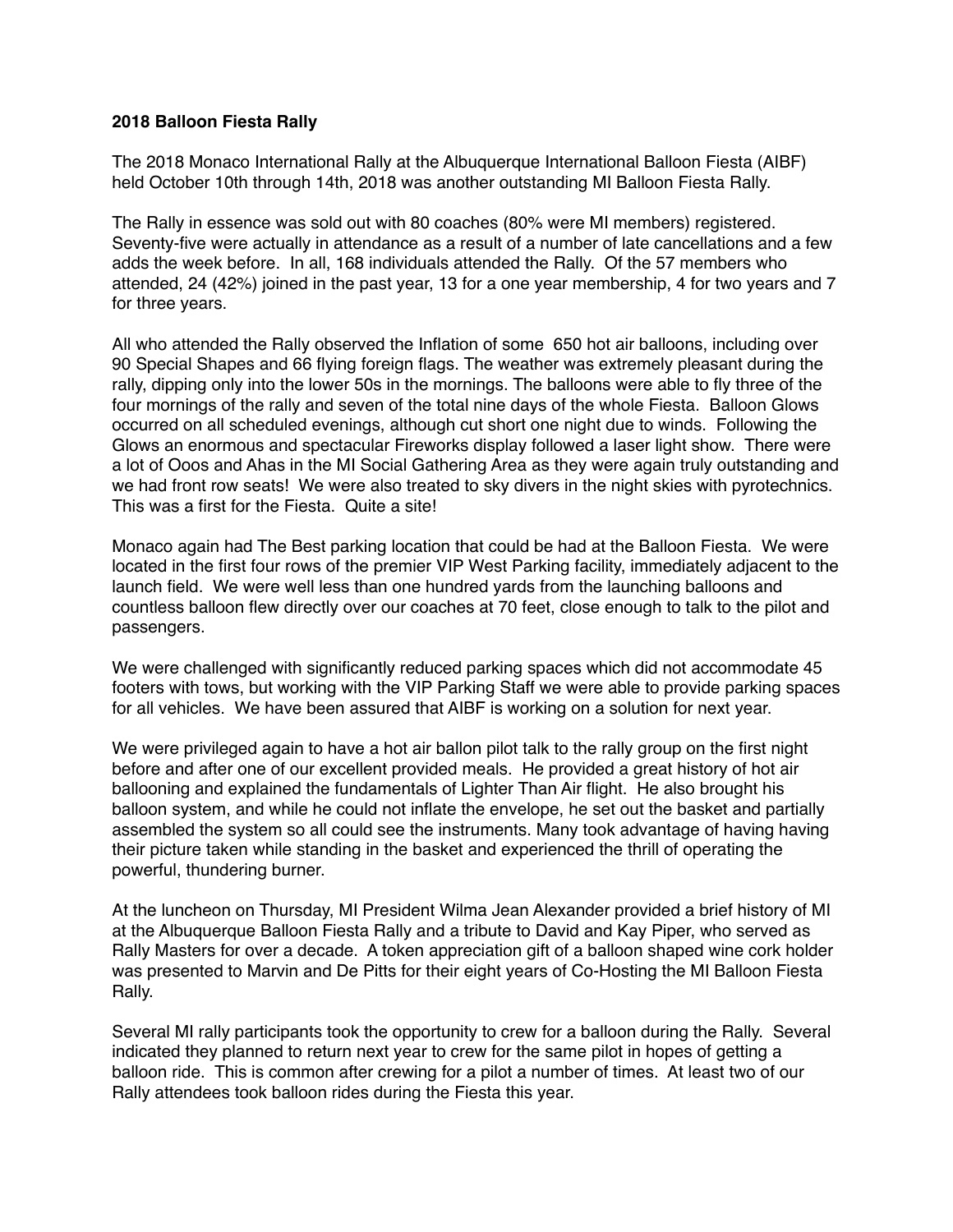**2018 Balloon Fiesta Rally**

The 2018 Monaco International Rally at the Albuquerque International Balloon Fiesta (AIBF) held October 10th through 14th, 2018 was another outstanding MI Balloon Fiesta Rally.

The Rally in essence was sold out with 80 coaches (80% were MI members) registered. Seventy-five were actually in attendance as a result of a number of late cancellations and a few adds the week before. In all, 168 individuals attended the Rally. Of the 57 members who attended, 24 (42%) joined in the past year, 13 for a one year membership, 4 for two years and 7 for three years.

All who attended the Rally observed the Inflation of some 650 hot air balloons, including over 90 Special Shapes and 66 flying foreign flags. The weather was extremely pleasant during the rally, dipping only into the lower 50s in the mornings. The balloons were able to fly three of the four mornings of the rally and seven of the total nine days of the whole Fiesta. Balloon Glows occurred on all scheduled evenings, although cut short one night due to winds. Following the Glows an enormous and spectacular Fireworks display followed a laser light show. There were a lot of Ooos and Ahas in the MI Social Gathering Area as they were again truly outstanding and we had front row seats! We were also treated to sky divers in the night skies with pyrotechnics. This was a first for the Fiesta. Quite a site!

Monaco again had The Best parking location that could be had at the Balloon Fiesta. We were located in the first four rows of the premier VIP West Parking facility, immediately adjacent to the launch field. We were well less than one hundred yards from the launching balloons and countless balloon flew directly over our coaches at 70 feet, close enough to talk to the pilot and passengers.

We were challenged with significantly reduced parking spaces which did not accommodate 45 footers with tows, but working with the VIP Parking Staff we were able to provide parking spaces for all vehicles. We have been assured that AIBF is working on a solution for next year.

We were privileged again to have a hot air ballon pilot talk to the rally group on the first night before and after one of our excellent provided meals. He provided a great history of hot air ballooning and explained the fundamentals of Lighter Than Air flight. He also brought his balloon system, and while he could not inflate the envelope, he set out the basket and partially assembled the system so all could see the instruments. Many took advantage of having having their picture taken while standing in the basket and experienced the thrill of operating the powerful, thundering burner.

At the luncheon on Thursday, MI President Wilma Jean Alexander provided a brief history of MI at the Albuquerque Balloon Fiesta Rally and a tribute to David and Kay Piper, who served as Rally Masters for over a decade. A token appreciation gift of a balloon shaped wine cork holder was presented to Marvin and De Pitts for their eight years of Co-Hosting the MI Balloon Fiesta Rally.

Several MI rally participants took the opportunity to crew for a balloon during the Rally. Several indicated they planned to return next year to crew for the same pilot in hopes of getting a balloon ride. This is common after crewing for a pilot a number of times. At least two of our Rally attendees took balloon rides during the Fiesta this year.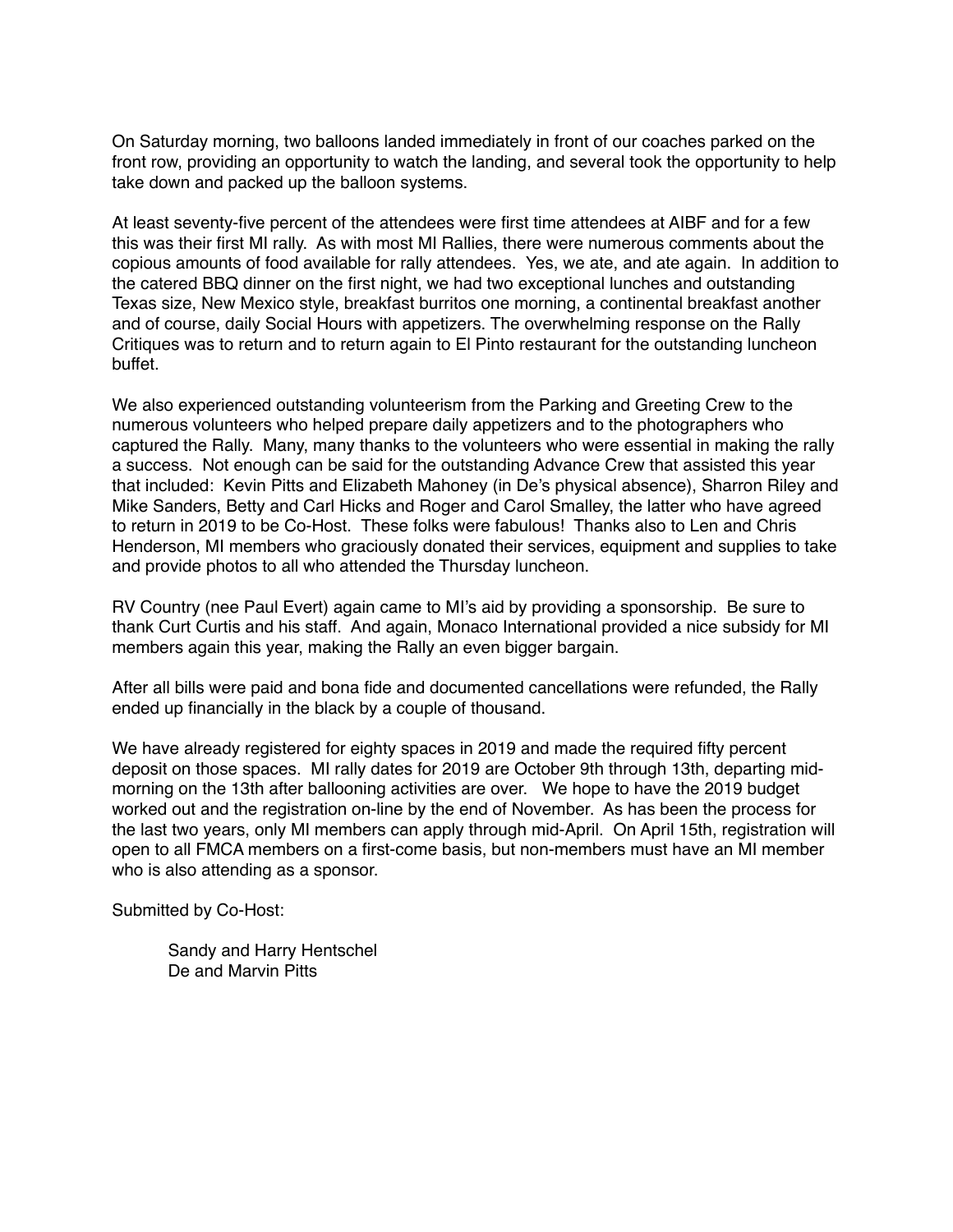On Saturday morning, two balloons landed immediately in front of our coaches parked on the front row, providing an opportunity to watch the landing, and several took the opportunity to help take down and packed up the balloon systems.

At least seventy-five percent of the attendees were first time attendees at AIBF and for a few this was their first MI rally. As with most MI Rallies, there were numerous comments about the copious amounts of food available for rally attendees. Yes, we ate, and ate again. In addition to the catered BBQ dinner on the first night, we had two exceptional lunches and outstanding Texas size, New Mexico style, breakfast burritos one morning, a continental breakfast another and of course, daily Social Hours with appetizers. The overwhelming response on the Rally Critiques was to return and to return again to El Pinto restaurant for the outstanding luncheon buffet.

We also experienced outstanding volunteerism from the Parking and Greeting Crew to the numerous volunteers who helped prepare daily appetizers and to the photographers who captured the Rally. Many, many thanks to the volunteers who were essential in making the rally a success. Not enough can be said for the outstanding Advance Crew that assisted this year that included: Kevin Pitts and Elizabeth Mahoney (in De's physical absence), Sharron Riley and Mike Sanders, Betty and Carl Hicks and Roger and Carol Smalley, the latter who have agreed to return in 2019 to be Co-Host. These folks were fabulous! Thanks also to Len and Chris Henderson, MI members who graciously donated their services, equipment and supplies to take and provide photos to all who attended the Thursday luncheon.

RV Country (nee Paul Evert) again came to MI's aid by providing a sponsorship. Be sure to thank Curt Curtis and his staff. And again, Monaco International provided a nice subsidy for MI members again this year, making the Rally an even bigger bargain.

After all bills were paid and bona fide and documented cancellations were refunded, the Rally ended up financially in the black by a couple of thousand.

We have already registered for eighty spaces in 2019 and made the required fifty percent deposit on those spaces. MI rally dates for 2019 are October 9th through 13th, departing mid-morning on the 13th after ballooning activities are over. We hope to have the 2019 budget worked out and the registration on-line by the end of November. As has been the process for the last two years, only MI members can apply through mid-April. On April 15th, registration will open to all FMCA members on a first-come basis, but non-members must have an MI member who is also attending as a sponsor.

Submitted by Co-Host:

Sandy and Harry Hentschel
De and Marvin Pitts